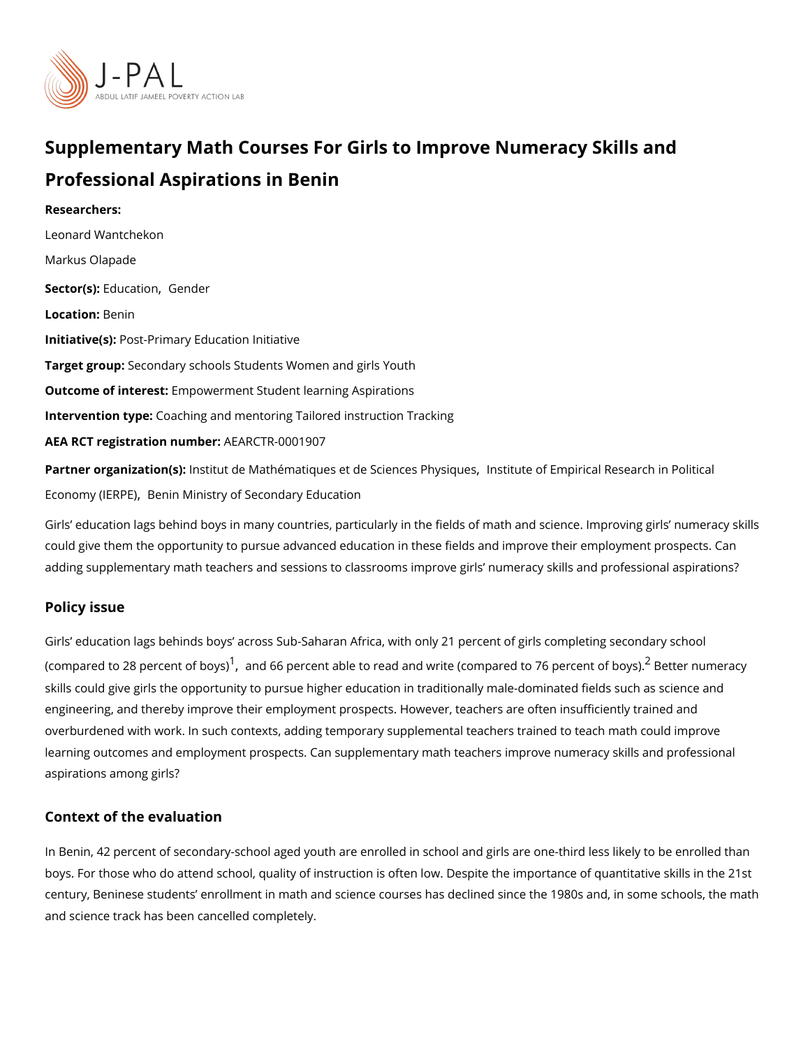# Supplementary Math Courses For Girls to Improve Numeracy Skills and Professional Aspirations in Benin

**Researchers:**

Leonard Wantchekon

Markus Olapade

**Sector(s):** Education, Gender

**Location:** Benin

**Initiative(s):** Post-Primary Education Initiative

**Target group:** Secondary schools Students Women and girls Youth

**Outcome of interest:** Empowerment Student learning Aspirations

**Intervention type:** Coaching and mentoring Tailored instruction Tracking

**AEA RCT registration number:** AEARCTR-0001907

**Partner organization(s):** Institut de Mathématiques et de Sciences Physiques, Institute of Empirical Research in Political Economy (IERPE), Benin Ministry of Secondary Education

Girls' education lags behind boys in many countries, particularly in the fields of math and science. Improving girls' numeracy skills could give them the opportunity to pursue advanced education in these fields and improve their employment prospects. Can adding supplementary math teachers and sessions to classrooms improve girls' numeracy skills and professional aspirations?

## Policy issue

Girls' education lags behinds boys' across Sub-Saharan Africa, with only 21 percent of girls completing secondary school (compared to 28 percent of boys)[1], and 66 percent able to read and write (compared to 76 percent of boys).[2] Better numeracy skills could give girls the opportunity to pursue higher education in traditionally male-dominated fields such as science and engineering, and thereby improve their employment prospects. However, teachers are often insufficiently trained and overburdened with work. In such contexts, adding temporary supplemental teachers trained to teach math could improve learning outcomes and employment prospects. Can supplementary math teachers improve numeracy skills and professional aspirations among girls?

## Context of the evaluation

In Benin, 42 percent of secondary-school aged youth are enrolled in school and girls are one-third less likely to be enrolled than boys. For those who do attend school, quality of instruction is often low. Despite the importance of quantitative skills in the 21st century, Beninese students' enrollment in math and science courses has declined since the 1980s and, in some schools, the math and science track has been cancelled completely.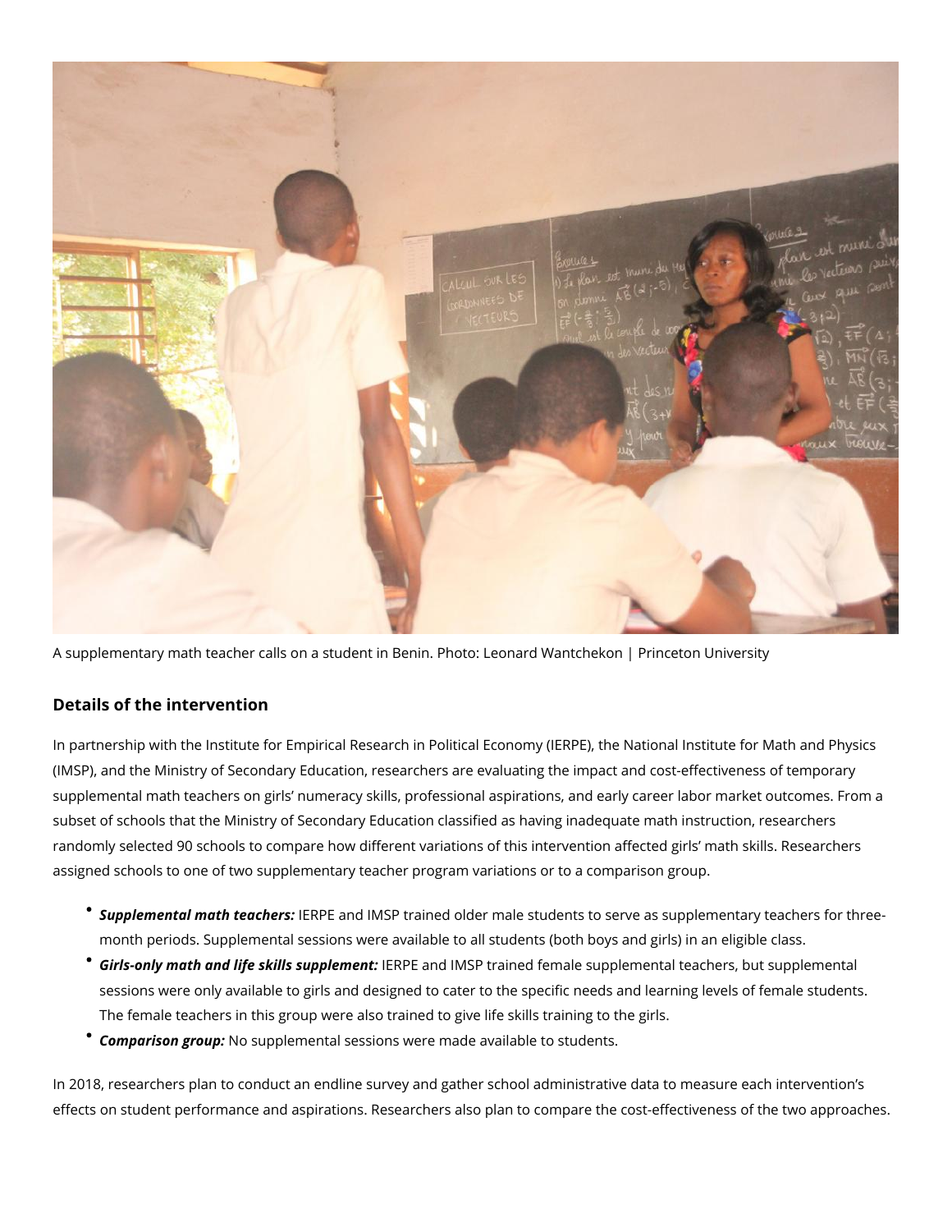A supplementary math teacher calls on a student in Benin. Photo: Leonard Wantchekon | Princeton University

### Details of the intervention

In partnership with the Institute for Empirical Research in Political Economy (IERPE), the National Institute for Math and Physics (IMSP), and the Ministry of Secondary Education, researchers are evaluating the impact and cost-effectiveness of temporary supplemental math teachers on girls' numeracy skills, professional aspirations, and early career labor market outcomes. From a subset of schools that the Ministry of Secondary Education classified as having inadequate math instruction, researchers randomly selected 90 schools to compare how different variations of this intervention affected girls' math skills. Researchers assigned schools to one of two supplementary teacher program variations or to a comparison group.

- ***Supplemental math teachers:*** IERPE and IMSP trained older male students to serve as supplementary teachers for three-month periods. Supplemental sessions were available to all students (both boys and girls) in an eligible class.
- ***Girls-only math and life skills supplement:*** IERPE and IMSP trained female supplemental teachers, but supplemental sessions were only available to girls and designed to cater to the specific needs and learning levels of female students. The female teachers in this group were also trained to give life skills training to the girls.
- ***Comparison group:*** No supplemental sessions were made available to students.

In 2018, researchers plan to conduct an endline survey and gather school administrative data to measure each intervention's effects on student performance and aspirations. Researchers also plan to compare the cost-effectiveness of the two approaches.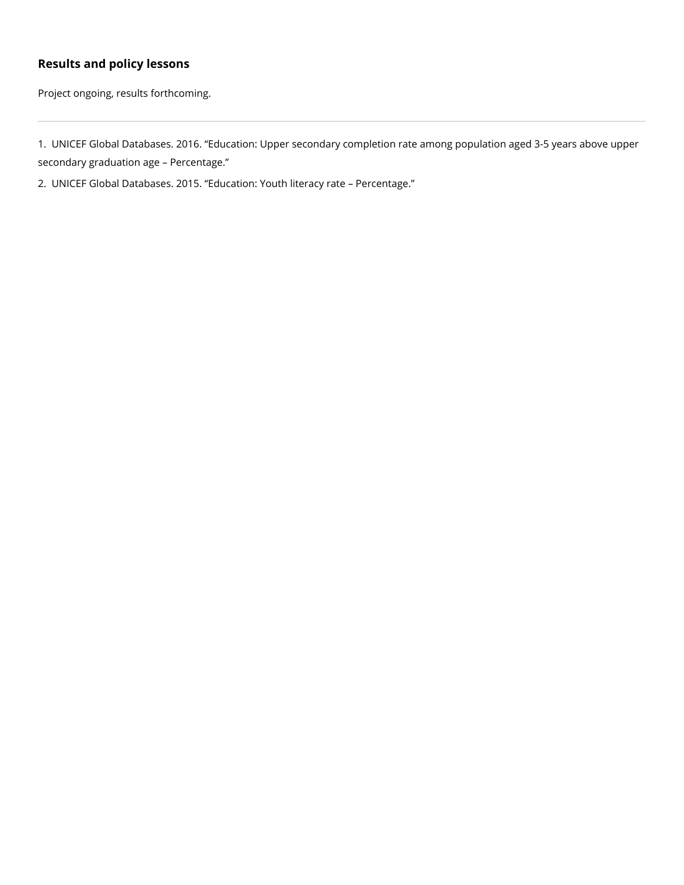### Results and policy lessons

Project ongoing, results forthcoming.

---

1. UNICEF Global Databases. 2016. “Education: Upper secondary completion rate among population aged 3-5 years above upper secondary graduation age – Percentage.”
2. UNICEF Global Databases. 2015. “Education: Youth literacy rate – Percentage.”